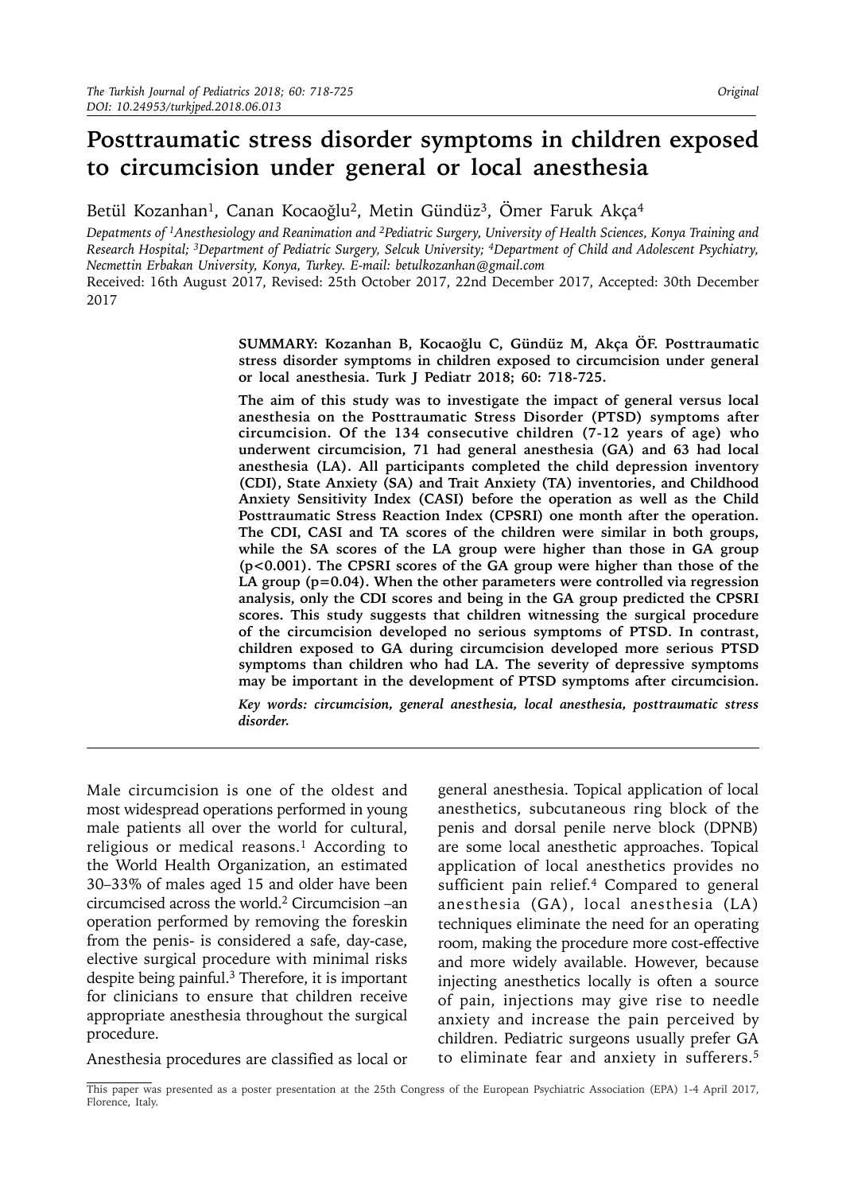# Posttraumatic stress disorder symptoms in children exposed to circumcision under general or local anesthesia

Betül Kozanhan[1], Canan Kocaoğlu[2], Metin Gündüz[3], Ömer Faruk Akça[4]

*Depatments of [1]Anesthesiology and Reanimation and [2]Pediatric Surgery, University of Health Sciences, Konya Training and Research Hospital; [3]Department of Pediatric Surgery, Selcuk University; [4]Department of Child and Adolescent Psychiatry, Necmettin Erbakan University, Konya, Turkey. E-mail: betulkozanhan@gmail.com*

Received: 16th August 2017, Revised: 25th October 2017, 22nd December 2017, Accepted: 30th December 2017

**SUMMARY: Kozanhan B, Kocaoğlu C, Gündüz M, Akça ÖF. Posttraumatic stress disorder symptoms in children exposed to circumcision under general or local anesthesia. Turk J Pediatr 2018; 60: 718-725.**

**The aim of this study was to investigate the impact of general versus local anesthesia on the Posttraumatic Stress Disorder (PTSD) symptoms after circumcision. Of the 134 consecutive children (7-12 years of age) who underwent circumcision, 71 had general anesthesia (GA) and 63 had local anesthesia (LA). All participants completed the child depression inventory (CDI), State Anxiety (SA) and Trait Anxiety (TA) inventories, and Childhood Anxiety Sensitivity Index (CASI) before the operation as well as the Child Posttraumatic Stress Reaction Index (CPSRI) one month after the operation. The CDI, CASI and TA scores of the children were similar in both groups, while the SA scores of the LA group were higher than those in GA group ($p<0.001$). The CPSRI scores of the GA group were higher than those of the LA group ($p=0.04$). When the other parameters were controlled via regression analysis, only the CDI scores and being in the GA group predicted the CPSRI scores. This study suggests that children witnessing the surgical procedure of the circumcision developed no serious symptoms of PTSD. In contrast, children exposed to GA during circumcision developed more serious PTSD symptoms than children who had LA. The severity of depressive symptoms may be important in the development of PTSD symptoms after circumcision.**

***Key words:** circumcision, general anesthesia, local anesthesia, posttraumatic stress disorder.*

Male circumcision is one of the oldest and most widespread operations performed in young male patients all over the world for cultural, religious or medical reasons.[1] According to the World Health Organization, an estimated 30–33% of males aged 15 and older have been circumcised across the world.[2] Circumcision –an operation performed by removing the foreskin from the penis- is considered a safe, day-case, elective surgical procedure with minimal risks despite being painful.[3] Therefore, it is important for clinicians to ensure that children receive appropriate anesthesia throughout the surgical procedure.

Anesthesia procedures are classified as local or general anesthesia. Topical application of local anesthetics, subcutaneous ring block of the penis and dorsal penile nerve block (DPNB) are some local anesthetic approaches. Topical application of local anesthetics provides no sufficient pain relief.[4] Compared to general anesthesia (GA), local anesthesia (LA) techniques eliminate the need for an operating room, making the procedure more cost-effective and more widely available. However, because injecting anesthetics locally is often a source of pain, injections may give rise to needle anxiety and increase the pain perceived by children. Pediatric surgeons usually prefer GA to eliminate fear and anxiety in sufferers.[5]

This paper was presented as a poster presentation at the 25th Congress of the European Psychiatric Association (EPA) 1-4 April 2017, Florence, Italy.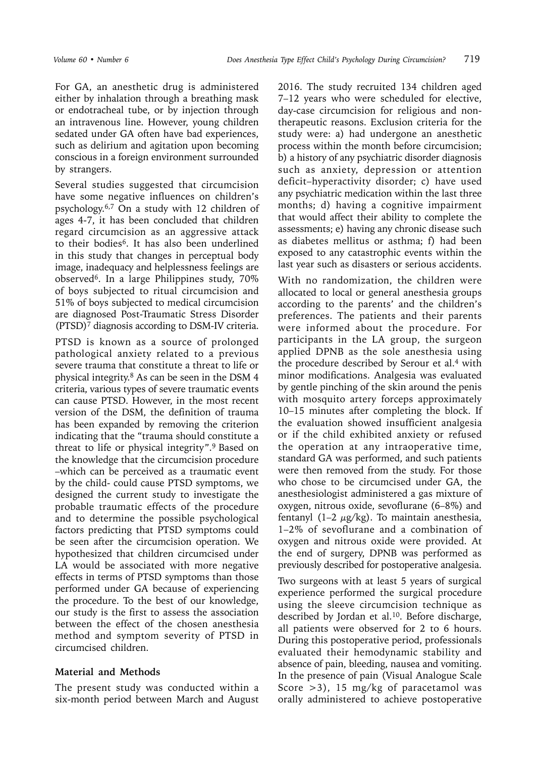For GA, an anesthetic drug is administered either by inhalation through a breathing mask or endotracheal tube, or by injection through an intravenous line. However, young children sedated under GA often have bad experiences, such as delirium and agitation upon becoming conscious in a foreign environment surrounded by strangers.

Several studies suggested that circumcision have some negative influences on children's psychology.[6,7] On a study with 12 children of ages 4-7, it has been concluded that children regard circumcision as an aggressive attack to their bodies[6]. It has also been underlined in this study that changes in perceptual body image, inadequacy and helplessness feelings are observed[6]. In a large Philippines study, 70% of boys subjected to ritual circumcision and 51% of boys subjected to medical circumcision are diagnosed Post-Traumatic Stress Disorder (PTSD)[7] diagnosis according to DSM-IV criteria.

PTSD is known as a source of prolonged pathological anxiety related to a previous severe trauma that constitute a threat to life or physical integrity.[8] As can be seen in the DSM 4 criteria, various types of severe traumatic events can cause PTSD. However, in the most recent version of the DSM, the definition of trauma has been expanded by removing the criterion indicating that the "trauma should constitute a threat to life or physical integrity".[9] Based on the knowledge that the circumcision procedure –which can be perceived as a traumatic event by the child- could cause PTSD symptoms, we designed the current study to investigate the probable traumatic effects of the procedure and to determine the possible psychological factors predicting that PTSD symptoms could be seen after the circumcision operation. We hypothesized that children circumcised under LA would be associated with more negative effects in terms of PTSD symptoms than those performed under GA because of experiencing the procedure. To the best of our knowledge, our study is the first to assess the association between the effect of the chosen anesthesia method and symptom severity of PTSD in circumcised children.

## Material and Methods

The present study was conducted within a six-month period between March and August 2016. The study recruited 134 children aged 7–12 years who were scheduled for elective, day-case circumcision for religious and non-therapeutic reasons. Exclusion criteria for the study were: a) had undergone an anesthetic process within the month before circumcision; b) a history of any psychiatric disorder diagnosis such as anxiety, depression or attention deficit–hyperactivity disorder; c) have used any psychiatric medication within the last three months; d) having a cognitive impairment that would affect their ability to complete the assessments; e) having any chronic disease such as diabetes mellitus or asthma; f) had been exposed to any catastrophic events within the last year such as disasters or serious accidents.

With no randomization, the children were allocated to local or general anesthesia groups according to the parents' and the children's preferences. The patients and their parents were informed about the procedure. For participants in the LA group, the surgeon applied DPNB as the sole anesthesia using the procedure described by Serour et al.[4] with minor modifications. Analgesia was evaluated by gentle pinching of the skin around the penis with mosquito artery forceps approximately 10–15 minutes after completing the block. If the evaluation showed insufficient analgesia or if the child exhibited anxiety or refused the operation at any intraoperative time, standard GA was performed, and such patients were then removed from the study. For those who chose to be circumcised under GA, the anesthesiologist administered a gas mixture of oxygen, nitrous oxide, sevoflurane (6–8%) and fentanyl (1–2 $\mu$g/kg). To maintain anesthesia, 1–2% of sevoflurane and a combination of oxygen and nitrous oxide were provided. At the end of surgery, DPNB was performed as previously described for postoperative analgesia.

Two surgeons with at least 5 years of surgical experience performed the surgical procedure using the sleeve circumcision technique as described by Jordan et al.[10]. Before discharge, all patients were observed for 2 to 6 hours. During this postoperative period, professionals evaluated their hemodynamic stability and absence of pain, bleeding, nausea and vomiting. In the presence of pain (Visual Analogue Scale Score >3), 15 mg/kg of paracetamol was orally administered to achieve postoperative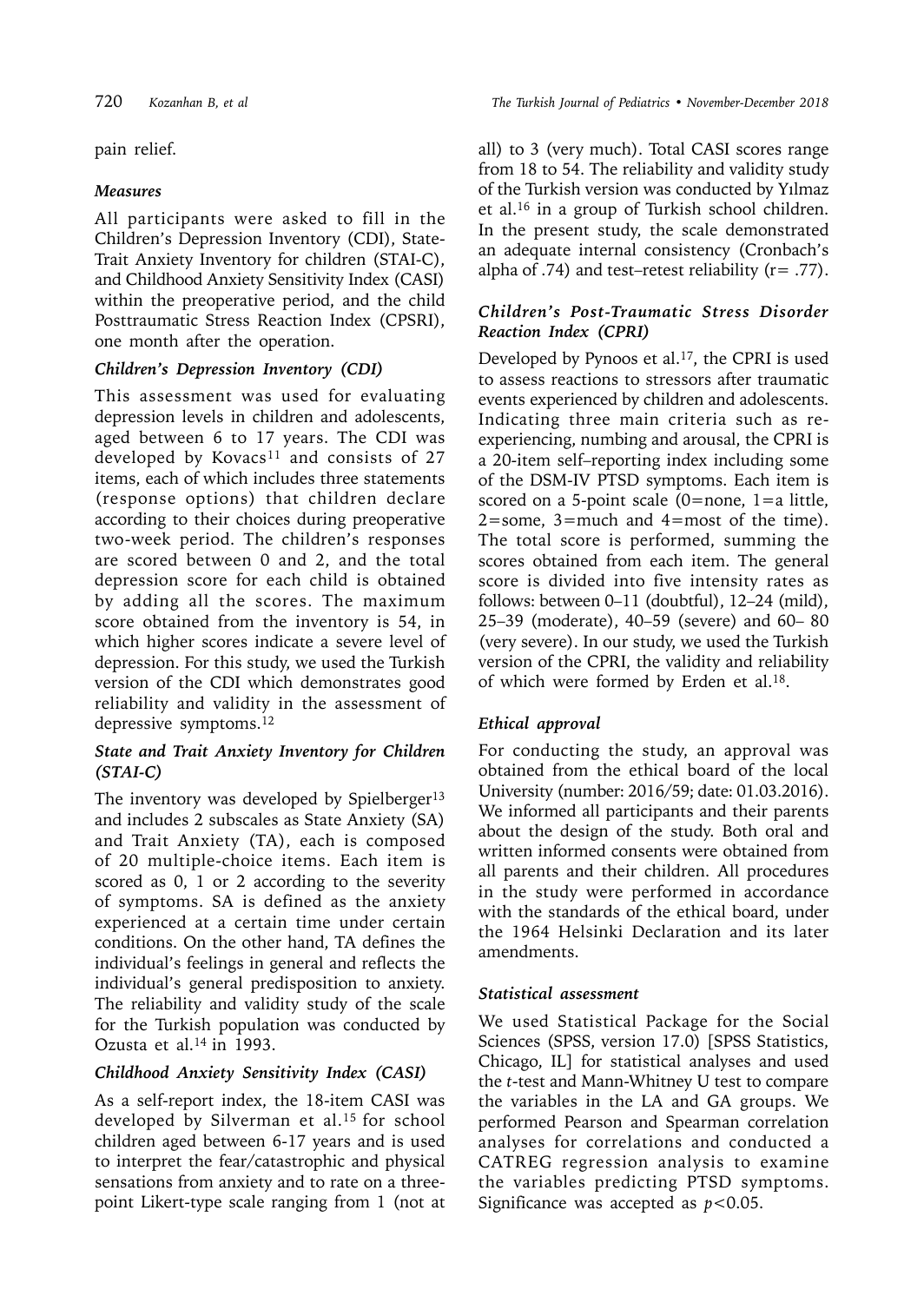pain relief.

### *Measures*

All participants were asked to fill in the Children's Depression Inventory (CDI), State-Trait Anxiety Inventory for children (STAI-C), and Childhood Anxiety Sensitivity Index (CASI) within the preoperative period, and the child Posttraumatic Stress Reaction Index (CPSRI), one month after the operation.

### *Children's Depression Inventory (CDI)*

This assessment was used for evaluating depression levels in children and adolescents, aged between 6 to 17 years. The CDI was developed by Kovacs[11] and consists of 27 items, each of which includes three statements (response options) that children declare according to their choices during preoperative two-week period. The children's responses are scored between 0 and 2, and the total depression score for each child is obtained by adding all the scores. The maximum score obtained from the inventory is 54, in which higher scores indicate a severe level of depression. For this study, we used the Turkish version of the CDI which demonstrates good reliability and validity in the assessment of depressive symptoms.[12]

### *State and Trait Anxiety Inventory for Children (STAI-C)*

The inventory was developed by Spielberger[13] and includes 2 subscales as State Anxiety (SA) and Trait Anxiety (TA), each is composed of 20 multiple-choice items. Each item is scored as 0, 1 or 2 according to the severity of symptoms. SA is defined as the anxiety experienced at a certain time under certain conditions. On the other hand, TA defines the individual's feelings in general and reflects the individual's general predisposition to anxiety. The reliability and validity study of the scale for the Turkish population was conducted by Ozusta et al.[14] in 1993.

### *Childhood Anxiety Sensitivity Index (CASI)*

As a self-report index, the 18-item CASI was developed by Silverman et al.[15] for school children aged between 6-17 years and is used to interpret the fear/catastrophic and physical sensations from anxiety and to rate on a three-point Likert-type scale ranging from 1 (not at all) to 3 (very much). Total CASI scores range from 18 to 54. The reliability and validity study of the Turkish version was conducted by Yılmaz et al.[16] in a group of Turkish school children. In the present study, the scale demonstrated an adequate internal consistency (Cronbach's alpha of .74) and test–retest reliability (r= .77).

### *Children's Post-Traumatic Stress Disorder Reaction Index (CPRI)*

Developed by Pynoos et al.[17], the CPRI is used to assess reactions to stressors after traumatic events experienced by children and adolescents. Indicating three main criteria such as re-experiencing, numbing and arousal, the CPRI is a 20-item self–reporting index including some of the DSM-IV PTSD symptoms. Each item is scored on a 5-point scale (0=none, 1=a little, 2=some, 3=much and 4=most of the time). The total score is performed, summing the scores obtained from each item. The general score is divided into five intensity rates as follows: between 0–11 (doubtful), 12–24 (mild), 25–39 (moderate), 40–59 (severe) and 60– 80 (very severe). In our study, we used the Turkish version of the CPRI, the validity and reliability of which were formed by Erden et al.[18].

### *Ethical approval*

For conducting the study, an approval was obtained from the ethical board of the local University (number: 2016/59; date: 01.03.2016). We informed all participants and their parents about the design of the study. Both oral and written informed consents were obtained from all parents and their children. All procedures in the study were performed in accordance with the standards of the ethical board, under the 1964 Helsinki Declaration and its later amendments.

### *Statistical assessment*

We used Statistical Package for the Social Sciences (SPSS, version 17.0) [SPSS Statistics, Chicago, IL] for statistical analyses and used the *t*-test and Mann-Whitney U test to compare the variables in the LA and GA groups. We performed Pearson and Spearman correlation analyses for correlations and conducted a CATREG regression analysis to examine the variables predicting PTSD symptoms. Significance was accepted as $p<0.05$.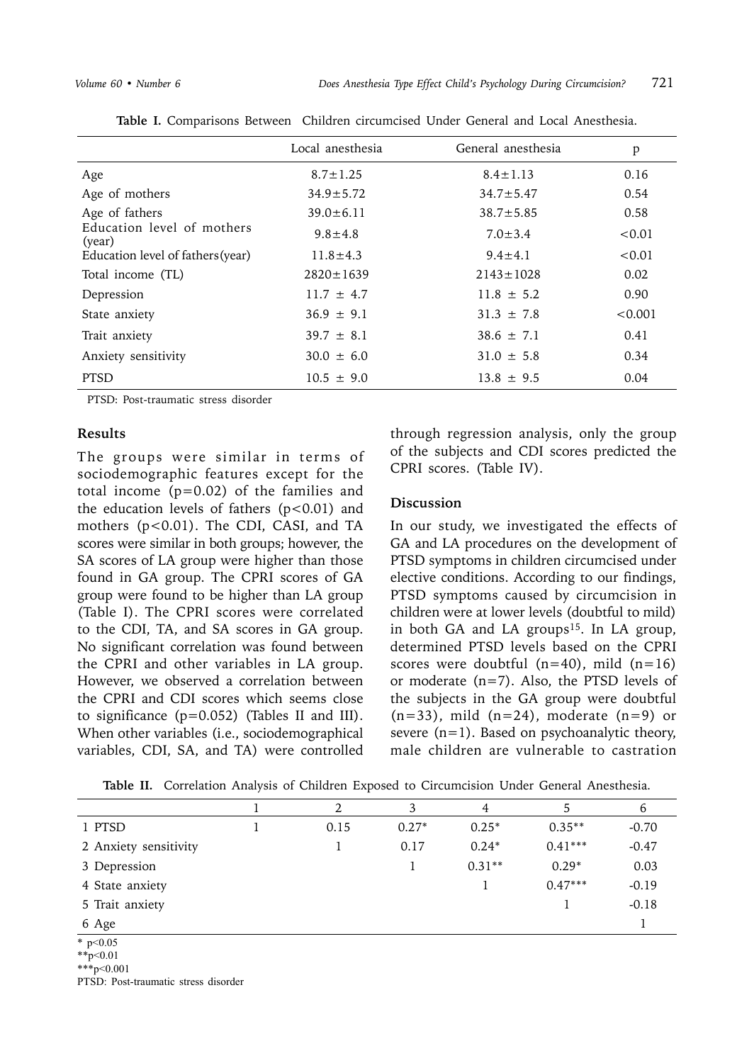**Table I.** Comparisons Between Children circumcised Under General and Local Anesthesia.

| | Local anesthesia | General anesthesia | p |
|---|---|---|---|
| Age | 8.7±1.25 | 8.4±1.13 | 0.16 |
| Age of mothers | 34.9±5.72 | 34.7±5.47 | 0.54 |
| Age of fathers | 39.0±6.11 | 38.7±5.85 | 0.58 |
| Education level of mothers (year) | 9.8±4.8 | 7.0±3.4 | <0.01 |
| Education level of fathers(year) | 11.8±4.3 | 9.4±4.1 | <0.01 |
| Total income (TL) | 2820±1639 | 2143±1028 | 0.02 |
| Depression | 11.7 ± 4.7 | 11.8 ± 5.2 | 0.90 |
| State anxiety | 36.9 ± 9.1 | 31.3 ± 7.8 | <0.001 |
| Trait anxiety | 39.7 ± 8.1 | 38.6 ± 7.1 | 0.41 |
| Anxiety sensitivity | 30.0 ± 6.0 | 31.0 ± 5.8 | 0.34 |
| PTSD | 10.5 ± 9.0 | 13.8 ± 9.5 | 0.04 |

PTSD: Post-traumatic stress disorder

## Results

The groups were similar in terms of sociodemographic features except for the total income (p=0.02) of the families and the education levels of fathers (p<0.01) and mothers (p<0.01). The CDI, CASI, and TA scores were similar in both groups; however, the SA scores of LA group were higher than those found in GA group. The CPRI scores of GA group were found to be higher than LA group (Table I). The CPRI scores were correlated to the CDI, TA, and SA scores in GA group. No significant correlation was found between the CPRI and other variables in LA group. However, we observed a correlation between the CPRI and CDI scores which seems close to significance (p=0.052) (Tables II and III). When other variables (i.e., sociodemographical variables, CDI, SA, and TA) were controlled through regression analysis, only the group of the subjects and CDI scores predicted the CPRI scores. (Table IV).

## Discussion

In our study, we investigated the effects of GA and LA procedures on the development of PTSD symptoms in children circumcised under elective conditions. According to our findings, PTSD symptoms caused by circumcision in children were at lower levels (doubtful to mild) in both GA and LA groups[15]. In LA group, determined PTSD levels based on the CPRI scores were doubtful (n=40), mild (n=16) or moderate (n=7). Also, the PTSD levels of the subjects in the GA group were doubtful (n=33), mild (n=24), moderate (n=9) or severe (n=1). Based on psychoanalytic theory, male children are vulnerable to castration

**Table II.** Correlation Analysis of Children Exposed to Circumcision Under General Anesthesia.

| | 1 | 2 | 3 | 4 | 5 | 6 |
|---|---|---|---|---|---|---|
| 1 PTSD | 1 | 0.15 | 0.27* | 0.25* | 0.35** | -0.70 |
| 2 Anxiety sensitivity | | 1 | 0.17 | 0.24* | 0.41*** | -0.47 |
| 3 Depression | | | 1 | 0.31** | 0.29* | 0.03 |
| 4 State anxiety | | | | 1 | 0.47*** | -0.19 |
| 5 Trait anxiety | | | | | 1 | -0.18 |
| 6 Age | | | | | | 1 |

\* p<0.05

\**p<0.01

\***p<0.001

PTSD: Post-traumatic stress disorder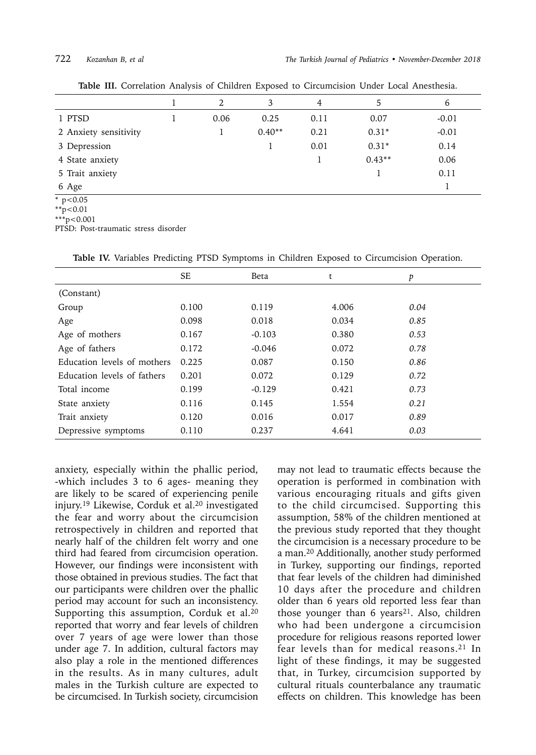**Table III.** Correlation Analysis of Children Exposed to Circumcision Under Local Anesthesia.

| | 1 | 2 | 3 | 4 | 5 | 6 |
|---|---|---|---|---|---|---|
| 1 PTSD | 1 | 0.06 | 0.25 | 0.11 | 0.07 | -0.01 |
| 2 Anxiety sensitivity | | 1 | 0.40** | 0.21 | 0.31* | -0.01 |
| 3 Depression | | | 1 | 0.01 | 0.31* | 0.14 |
| 4 State anxiety | | | | 1 | 0.43** | 0.06 |
| 5 Trait anxiety | | | | | 1 | 0.11 |
| 6 Age | | | | | | 1 |

\* $p<0.05$
\*\*$p<0.01$
\*\*\*$p<0.001$
PTSD: Post-traumatic stress disorder

**Table IV.** Variables Predicting PTSD Symptoms in Children Exposed to Circumcision Operation.

| | SE | Beta | t | *p* |
|---|---|---|---|---|
| (Constant) | | | | |
| Group | 0.100 | 0.119 | 4.006 | *0.04* |
| Age | 0.098 | 0.018 | 0.034 | *0.85* |
| Age of mothers | 0.167 | -0.103 | 0.380 | *0.53* |
| Age of fathers | 0.172 | -0.046 | 0.072 | *0.78* |
| Education levels of mothers | 0.225 | 0.087 | 0.150 | *0.86* |
| Education levels of fathers | 0.201 | 0.072 | 0.129 | *0.72* |
| Total income | 0.199 | -0.129 | 0.421 | *0.73* |
| State anxiety | 0.116 | 0.145 | 1.554 | *0.21* |
| Trait anxiety | 0.120 | 0.016 | 0.017 | *0.89* |
| Depressive symptoms | 0.110 | 0.237 | 4.641 | *0.03* |

anxiety, especially within the phallic period, -which includes 3 to 6 ages- meaning they are likely to be scared of experiencing penile injury.[19] Likewise, Corduk et al.[20] investigated the fear and worry about the circumcision retrospectively in children and reported that nearly half of the children felt worry and one third had feared from circumcision operation. However, our findings were inconsistent with those obtained in previous studies. The fact that our participants were children over the phallic period may account for such an inconsistency. Supporting this assumption, Corduk et al.[20] reported that worry and fear levels of children over 7 years of age were lower than those under age 7. In addition, cultural factors may also play a role in the mentioned differences in the results. As in many cultures, adult males in the Turkish culture are expected to be circumcised. In Turkish society, circumcision may not lead to traumatic effects because the operation is performed in combination with various encouraging rituals and gifts given to the child circumcised. Supporting this assumption, 58% of the children mentioned at the previous study reported that they thought the circumcision is a necessary procedure to be a man.[20] Additionally, another study performed in Turkey, supporting our findings, reported that fear levels of the children had diminished 10 days after the procedure and children older than 6 years old reported less fear than those younger than 6 years[21]. Also, children who had been undergone a circumcision procedure for religious reasons reported lower fear levels than for medical reasons.[21] In light of these findings, it may be suggested that, in Turkey, circumcision supported by cultural rituals counterbalance any traumatic effects on children. This knowledge has been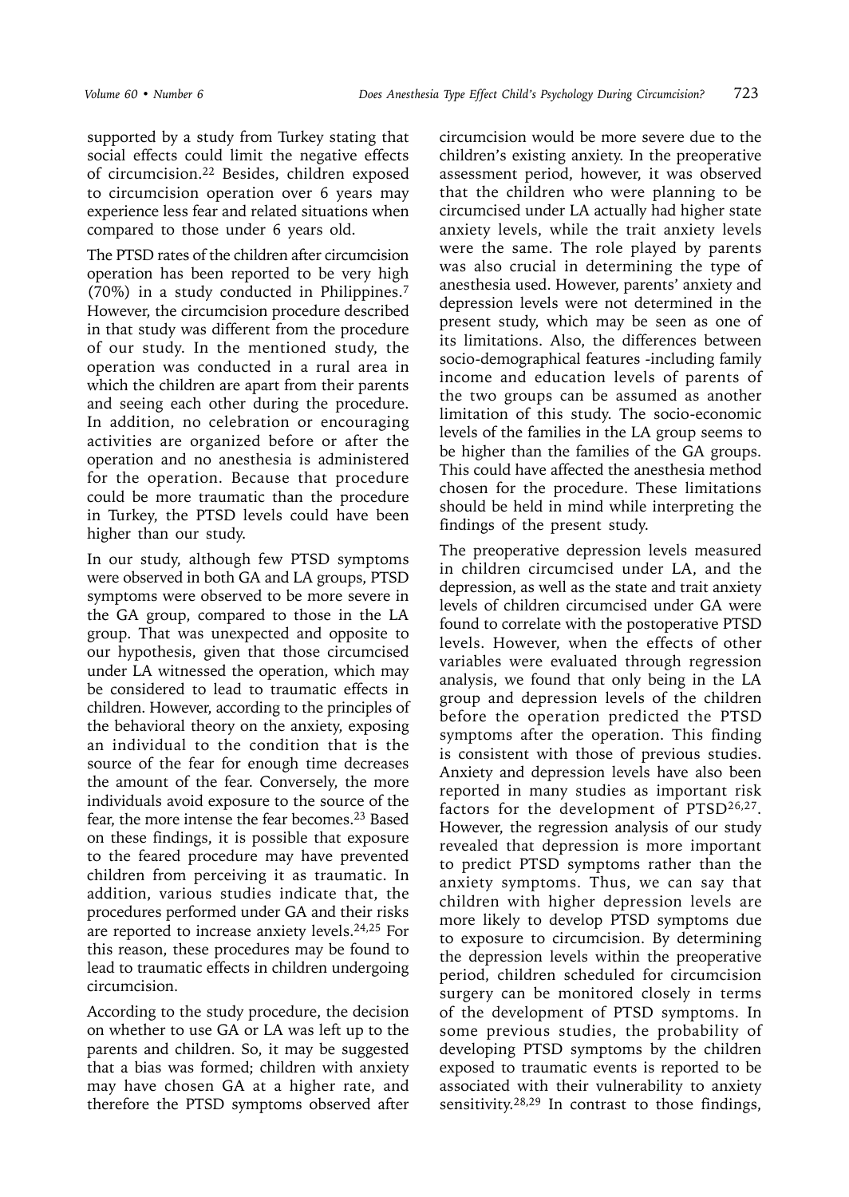supported by a study from Turkey stating that social effects could limit the negative effects of circumcision.[22] Besides, children exposed to circumcision operation over 6 years may experience less fear and related situations when compared to those under 6 years old.

The PTSD rates of the children after circumcision operation has been reported to be very high (70%) in a study conducted in Philippines.[7] However, the circumcision procedure described in that study was different from the procedure of our study. In the mentioned study, the operation was conducted in a rural area in which the children are apart from their parents and seeing each other during the procedure. In addition, no celebration or encouraging activities are organized before or after the operation and no anesthesia is administered for the operation. Because that procedure could be more traumatic than the procedure in Turkey, the PTSD levels could have been higher than our study.

In our study, although few PTSD symptoms were observed in both GA and LA groups, PTSD symptoms were observed to be more severe in the GA group, compared to those in the LA group. That was unexpected and opposite to our hypothesis, given that those circumcised under LA witnessed the operation, which may be considered to lead to traumatic effects in children. However, according to the principles of the behavioral theory on the anxiety, exposing an individual to the condition that is the source of the fear for enough time decreases the amount of the fear. Conversely, the more individuals avoid exposure to the source of the fear, the more intense the fear becomes.[23] Based on these findings, it is possible that exposure to the feared procedure may have prevented children from perceiving it as traumatic. In addition, various studies indicate that, the procedures performed under GA and their risks are reported to increase anxiety levels.[24,25] For this reason, these procedures may be found to lead to traumatic effects in children undergoing circumcision.

According to the study procedure, the decision on whether to use GA or LA was left up to the parents and children. So, it may be suggested that a bias was formed; children with anxiety may have chosen GA at a higher rate, and therefore the PTSD symptoms observed after circumcision would be more severe due to the children's existing anxiety. In the preoperative assessment period, however, it was observed that the children who were planning to be circumcised under LA actually had higher state anxiety levels, while the trait anxiety levels were the same. The role played by parents was also crucial in determining the type of anesthesia used. However, parents' anxiety and depression levels were not determined in the present study, which may be seen as one of its limitations. Also, the differences between socio-demographical features -including family income and education levels of parents of the two groups can be assumed as another limitation of this study. The socio-economic levels of the families in the LA group seems to be higher than the families of the GA groups. This could have affected the anesthesia method chosen for the procedure. These limitations should be held in mind while interpreting the findings of the present study.

The preoperative depression levels measured in children circumcised under LA, and the depression, as well as the state and trait anxiety levels of children circumcised under GA were found to correlate with the postoperative PTSD levels. However, when the effects of other variables were evaluated through regression analysis, we found that only being in the LA group and depression levels of the children before the operation predicted the PTSD symptoms after the operation. This finding is consistent with those of previous studies. Anxiety and depression levels have also been reported in many studies as important risk factors for the development of PTSD[26,27]. However, the regression analysis of our study revealed that depression is more important to predict PTSD symptoms rather than the anxiety symptoms. Thus, we can say that children with higher depression levels are more likely to develop PTSD symptoms due to exposure to circumcision. By determining the depression levels within the preoperative period, children scheduled for circumcision surgery can be monitored closely in terms of the development of PTSD symptoms. In some previous studies, the probability of developing PTSD symptoms by the children exposed to traumatic events is reported to be associated with their vulnerability to anxiety sensitivity.[28,29] In contrast to those findings,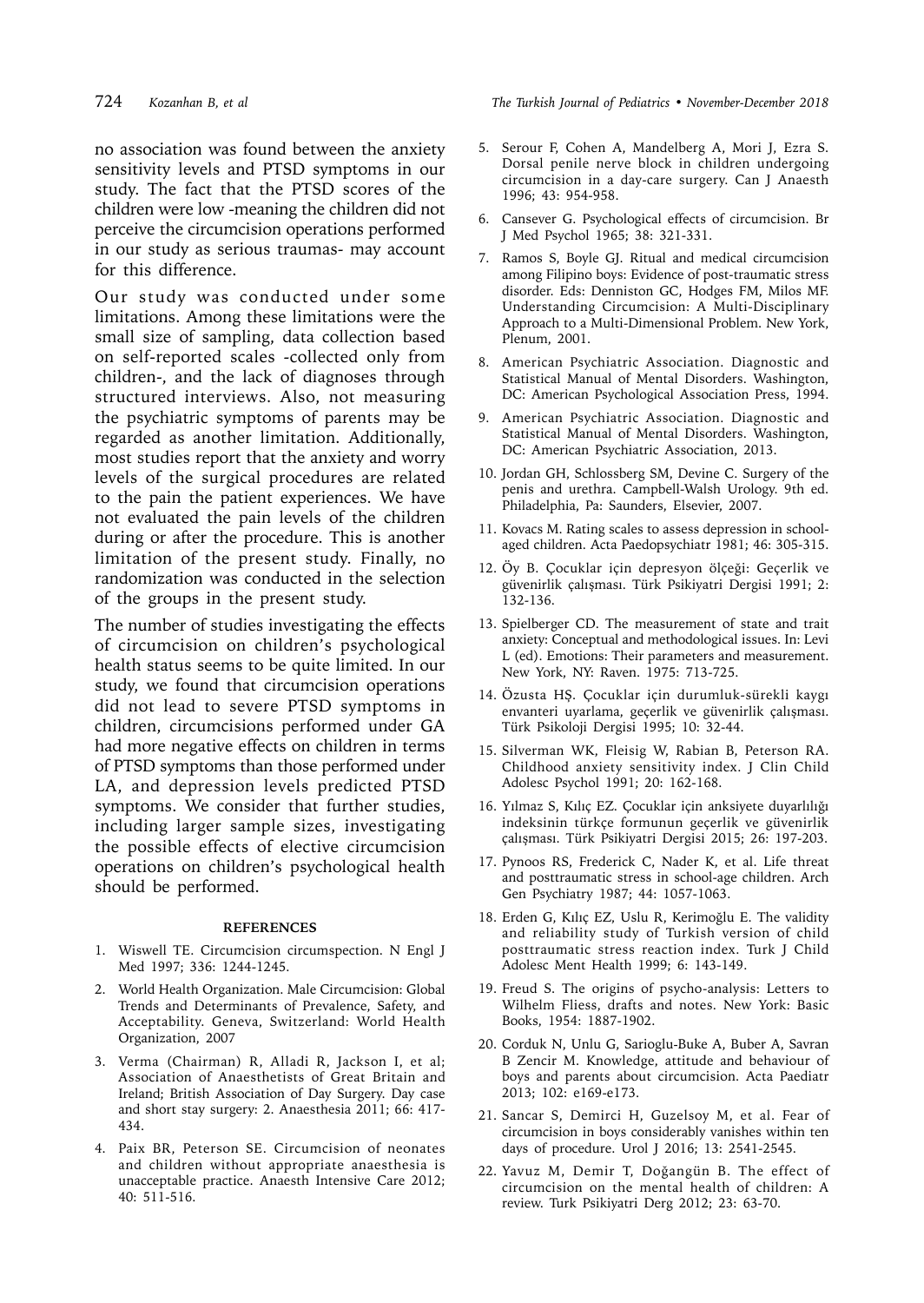no association was found between the anxiety sensitivity levels and PTSD symptoms in our study. The fact that the PTSD scores of the children were low -meaning the children did not perceive the circumcision operations performed in our study as serious traumas- may account for this difference.

Our study was conducted under some limitations. Among these limitations were the small size of sampling, data collection based on self-reported scales -collected only from children-, and the lack of diagnoses through structured interviews. Also, not measuring the psychiatric symptoms of parents may be regarded as another limitation. Additionally, most studies report that the anxiety and worry levels of the surgical procedures are related to the pain the patient experiences. We have not evaluated the pain levels of the children during or after the procedure. This is another limitation of the present study. Finally, no randomization was conducted in the selection of the groups in the present study.

The number of studies investigating the effects of circumcision on children's psychological health status seems to be quite limited. In our study, we found that circumcision operations did not lead to severe PTSD symptoms in children, circumcisions performed under GA had more negative effects on children in terms of PTSD symptoms than those performed under LA, and depression levels predicted PTSD symptoms. We consider that further studies, including larger sample sizes, investigating the possible effects of elective circumcision operations on children's psychological health should be performed.

## REFERENCES

1. Wiswell TE. Circumcision circumspection. N Engl J Med 1997; 336: 1244-1245.
2. World Health Organization. Male Circumcision: Global Trends and Determinants of Prevalence, Safety, and Acceptability. Geneva, Switzerland: World Health Organization, 2007
3. Verma (Chairman) R, Alladi R, Jackson I, et al; Association of Anaesthetists of Great Britain and Ireland; British Association of Day Surgery. Day case and short stay surgery: 2. Anaesthesia 2011; 66: 417-434.
4. Paix BR, Peterson SE. Circumcision of neonates and children without appropriate anaesthesia is unacceptable practice. Anaesth Intensive Care 2012; 40: 511-516.
5. Serour F, Cohen A, Mandelberg A, Mori J, Ezra S. Dorsal penile nerve block in children undergoing circumcision in a day-care surgery. Can J Anaesth 1996; 43: 954-958.
6. Cansever G. Psychological effects of circumcision. Br J Med Psychol 1965; 38: 321-331.
7. Ramos S, Boyle GJ. Ritual and medical circumcision among Filipino boys: Evidence of post-traumatic stress disorder. Eds: Denniston GC, Hodges FM, Milos MF. Understanding Circumcision: A Multi-Disciplinary Approach to a Multi-Dimensional Problem. New York, Plenum, 2001.
8. American Psychiatric Association. Diagnostic and Statistical Manual of Mental Disorders. Washington, DC: American Psychological Association Press, 1994.
9. American Psychiatric Association. Diagnostic and Statistical Manual of Mental Disorders. Washington, DC: American Psychiatric Association, 2013.
10. Jordan GH, Schlossberg SM, Devine C. Surgery of the penis and urethra. Campbell-Walsh Urology. 9th ed. Philadelphia, Pa: Saunders, Elsevier, 2007.
11. Kovacs M. Rating scales to assess depression in school-aged children. Acta Paedopsychiatr 1981; 46: 305-315.
12. Öy B. Çocuklar için depresyon ölçeği: Geçerlik ve güvenirlik çalışması. Türk Psikiyatri Dergisi 1991; 2: 132-136.
13. Spielberger CD. The measurement of state and trait anxiety: Conceptual and methodological issues. In: Levi L (ed). Emotions: Their parameters and measurement. New York, NY: Raven. 1975: 713-725.
14. Özusta HŞ. Çocuklar için durumluk-sürekli kaygı envanteri uyarlama, geçerlik ve güvenirlik çalışması. Türk Psikoloji Dergisi 1995; 10: 32-44.
15. Silverman WK, Fleisig W, Rabian B, Peterson RA. Childhood anxiety sensitivity index. J Clin Child Adolesc Psychol 1991; 20: 162-168.
16. Yılmaz S, Kılıç EZ. Çocuklar için anksiyete duyarlılığı indeksinin türkçe formunun geçerlik ve güvenirlik çalışması. Türk Psikiyatri Dergisi 2015; 26: 197-203.
17. Pynoos RS, Frederick C, Nader K, et al. Life threat and posttraumatic stress in school-age children. Arch Gen Psychiatry 1987; 44: 1057-1063.
18. Erden G, Kılıç EZ, Uslu R, Kerimoğlu E. The validity and reliability study of Turkish version of child posttraumatic stress reaction index. Turk J Child Adolesc Ment Health 1999; 6: 143-149.
19. Freud S. The origins of psycho-analysis: Letters to Wilhelm Fliess, drafts and notes. New York: Basic Books, 1954: 1887-1902.
20. Corduk N, Unlu G, Sarioglu-Buke A, Buber A, Savran B Zencir M. Knowledge, attitude and behaviour of boys and parents about circumcision. Acta Paediatr 2013; 102: e169-e173.
21. Sancar S, Demirci H, Guzelsoy M, et al. Fear of circumcision in boys considerably vanishes within ten days of procedure. Urol J 2016; 13: 2541-2545.
22. Yavuz M, Demir T, Doğangün B. The effect of circumcision on the mental health of children: A review. Turk Psikiyatri Derg 2012; 23: 63-70.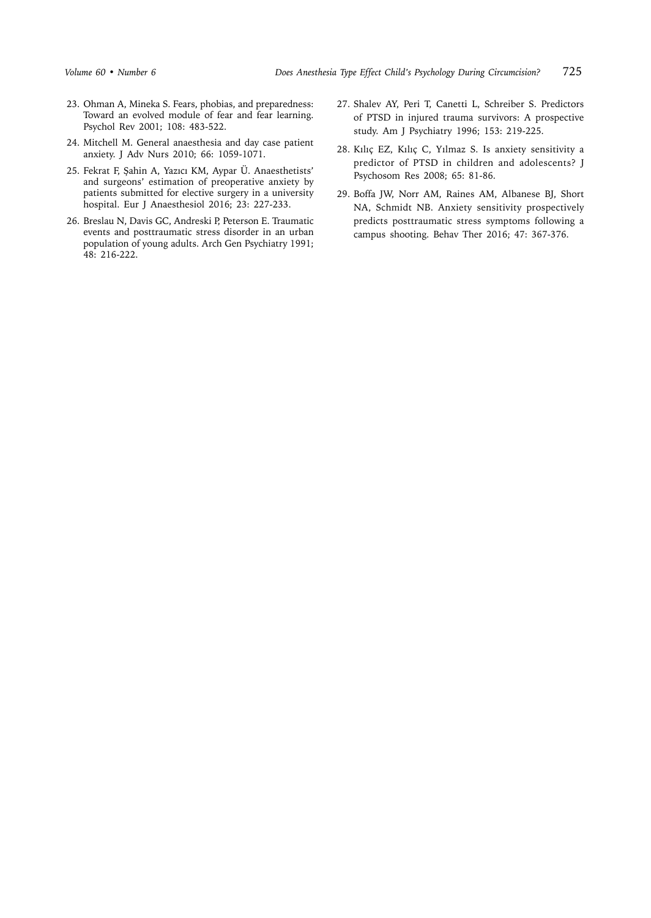23. Ohman A, Mineka S. Fears, phobias, and preparedness: Toward an evolved module of fear and fear learning. Psychol Rev 2001; 108: 483-522.
24. Mitchell M. General anaesthesia and day case patient anxiety. J Adv Nurs 2010; 66: 1059-1071.
25. Fekrat F, Şahin A, Yazıcı KM, Aypar Ü. Anaesthetists' and surgeons' estimation of preoperative anxiety by patients submitted for elective surgery in a university hospital. Eur J Anaesthesiol 2016; 23: 227-233.
26. Breslau N, Davis GC, Andreski P, Peterson E. Traumatic events and posttraumatic stress disorder in an urban population of young adults. Arch Gen Psychiatry 1991; 48: 216-222.
27. Shalev AY, Peri T, Canetti L, Schreiber S. Predictors of PTSD in injured trauma survivors: A prospective study. Am J Psychiatry 1996; 153: 219-225.
28. Kılıç EZ, Kılıç C, Yılmaz S. Is anxiety sensitivity a predictor of PTSD in children and adolescents? J Psychosom Res 2008; 65: 81-86.
29. Boffa JW, Norr AM, Raines AM, Albanese BJ, Short NA, Schmidt NB. Anxiety sensitivity prospectively predicts posttraumatic stress symptoms following a campus shooting. Behav Ther 2016; 47: 367-376.